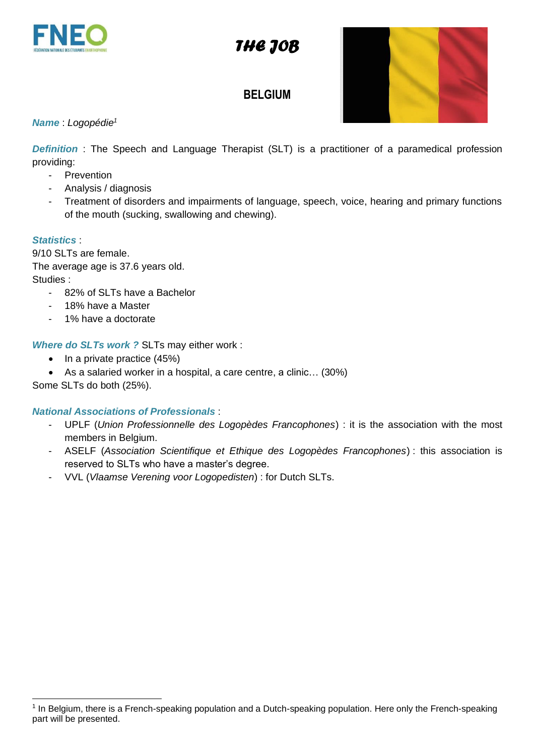# THE JOB

## BELGIUM

***Name*** : *Logopédie*[1]

***Definition*** : The Speech and Language Therapist (SLT) is a practitioner of a paramedical profession providing:

- Prevention
- Analysis / diagnosis
- Treatment of disorders and impairments of language, speech, voice, hearing and primary functions of the mouth (sucking, swallowing and chewing).

***Statistics*** :

9/10 SLTs are female.
The average age is 37.6 years old.
Studies :

- 82% of SLTs have a Bachelor
- 18% have a Master
- 1% have a doctorate

***Where do SLTs work ?*** SLTs may either work :

- In a private practice (45%)
- As a salaried worker in a hospital, a care centre, a clinic… (30%)

Some SLTs do both (25%).

***National Associations of Professionals*** :

- UPLF (*Union Professionnelle des Logopèdes Francophones*) : it is the association with the most members in Belgium.
- ASELF (*Association Scientifique et Ethique des Logopèdes Francophones*) : this association is reserved to SLTs who have a master's degree.
- VVL (*Vlaamse Verening voor Logopedisten*) : for Dutch SLTs.

---

[1] In Belgium, there is a French-speaking population and a Dutch-speaking population. Here only the French-speaking part will be presented.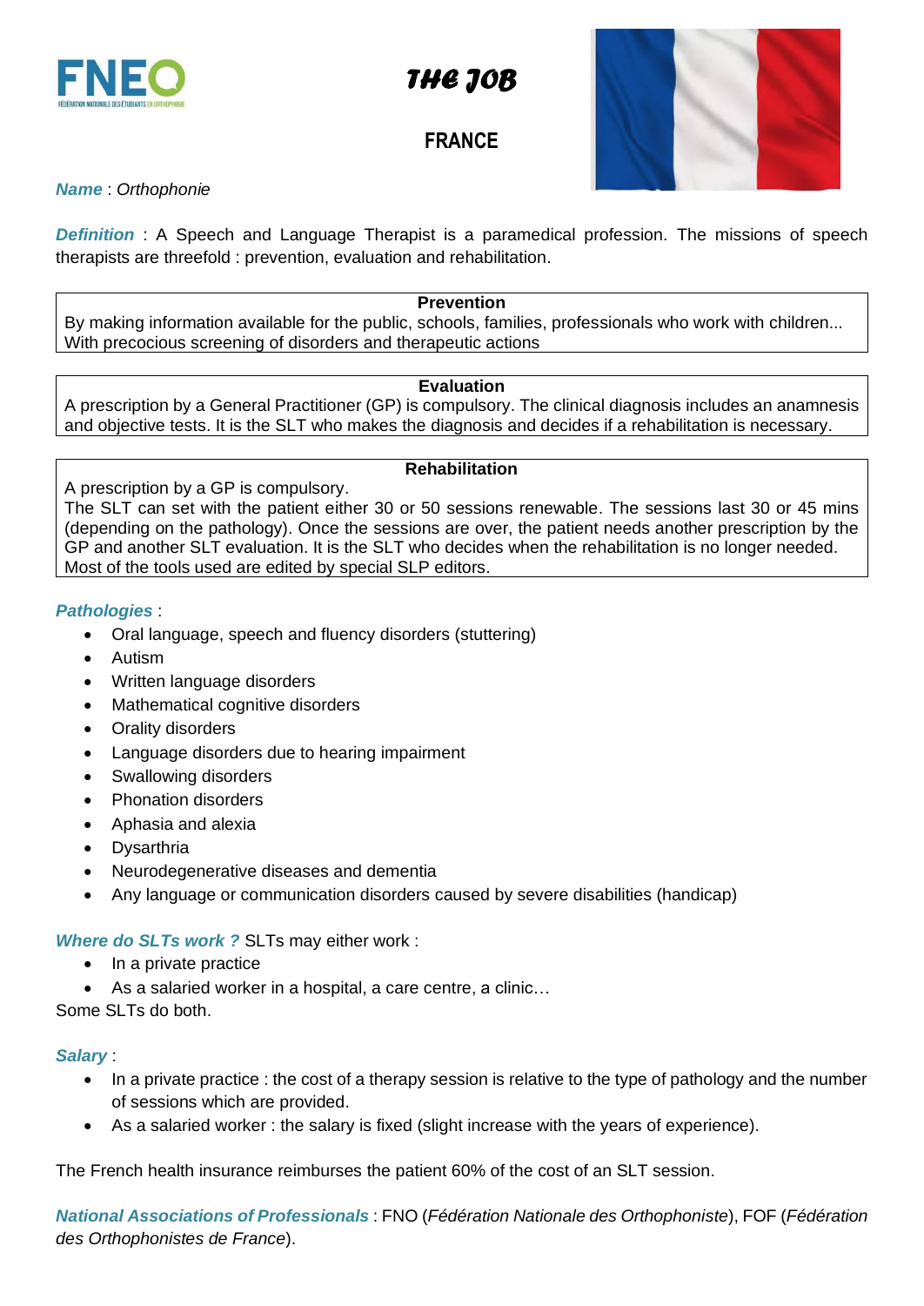# THE JOB

## FRANCE

***Name*** : *Orthophonie*

***Definition*** : A Speech and Language Therapist is a paramedical profession. The missions of speech therapists are threefold : prevention, evaluation and rehabilitation.

| **Prevention** |
|---|
| By making information available for the public, schools, families, professionals who work with children... With precocious screening of disorders and therapeutic actions |

| **Evaluation** |
|---|
| A prescription by a General Practitioner (GP) is compulsory. The clinical diagnosis includes an anamnesis and objective tests. It is the SLT who makes the diagnosis and decides if a rehabilitation is necessary. |

| **Rehabilitation** |
|---|
| A prescription by a GP is compulsory. The SLT can set with the patient either 30 or 50 sessions renewable. The sessions last 30 or 45 mins (depending on the pathology). Once the sessions are over, the patient needs another prescription by the GP and another SLT evaluation. It is the SLT who decides when the rehabilitation is no longer needed. Most of the tools used are edited by special SLP editors. |

***Pathologies*** :

- Oral language, speech and fluency disorders (stuttering)
- Autism
- Written language disorders
- Mathematical cognitive disorders
- Orality disorders
- Language disorders due to hearing impairment
- Swallowing disorders
- Phonation disorders
- Aphasia and alexia
- Dysarthria
- Neurodegenerative diseases and dementia
- Any language or communication disorders caused by severe disabilities (handicap)

***Where do SLTs work ?*** SLTs may either work :

- In a private practice
- As a salaried worker in a hospital, a care centre, a clinic…

Some SLTs do both.

***Salary*** :

- In a private practice : the cost of a therapy session is relative to the type of pathology and the number of sessions which are provided.
- As a salaried worker : the salary is fixed (slight increase with the years of experience).

The French health insurance reimburses the patient 60% of the cost of an SLT session.

***National Associations of Professionals*** : FNO (*Fédération Nationale des Orthophoniste*), FOF (*Fédération des Orthophonistes de France*).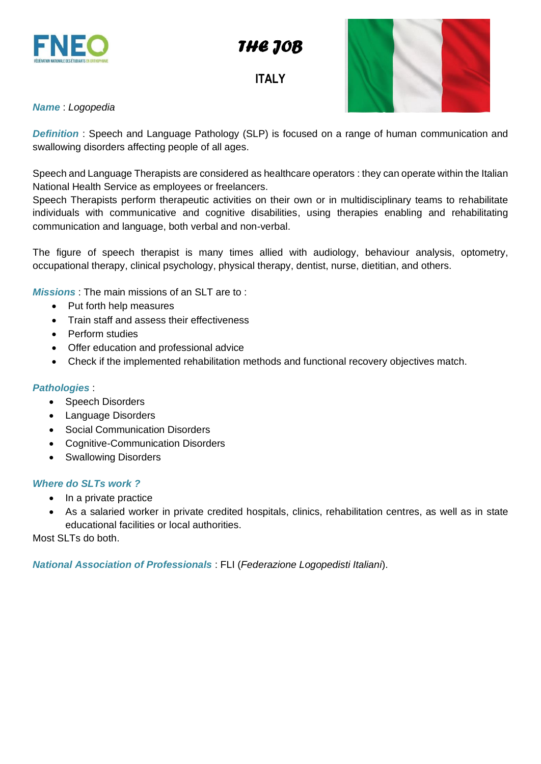# THE JOB

## ITALY

***Name*** : *Logopedia*

***Definition*** : Speech and Language Pathology (SLP) is focused on a range of human communication and swallowing disorders affecting people of all ages.

Speech and Language Therapists are considered as healthcare operators : they can operate within the Italian National Health Service as employees or freelancers.

Speech Therapists perform therapeutic activities on their own or in multidisciplinary teams to rehabilitate individuals with communicative and cognitive disabilities, using therapies enabling and rehabilitating communication and language, both verbal and non-verbal.

The figure of speech therapist is many times allied with audiology, behaviour analysis, optometry, occupational therapy, clinical psychology, physical therapy, dentist, nurse, dietitian, and others.

***Missions*** : The main missions of an SLT are to :

- Put forth help measures
- Train staff and assess their effectiveness
- Perform studies
- Offer education and professional advice
- Check if the implemented rehabilitation methods and functional recovery objectives match.

***Pathologies*** :

- Speech Disorders
- Language Disorders
- Social Communication Disorders
- Cognitive-Communication Disorders
- Swallowing Disorders

***Where do SLTs work ?***

- In a private practice
- As a salaried worker in private credited hospitals, clinics, rehabilitation centres, as well as in state educational facilities or local authorities.

Most SLTs do both.

***National Association of Professionals*** : FLI (*Federazione Logopedisti Italiani*).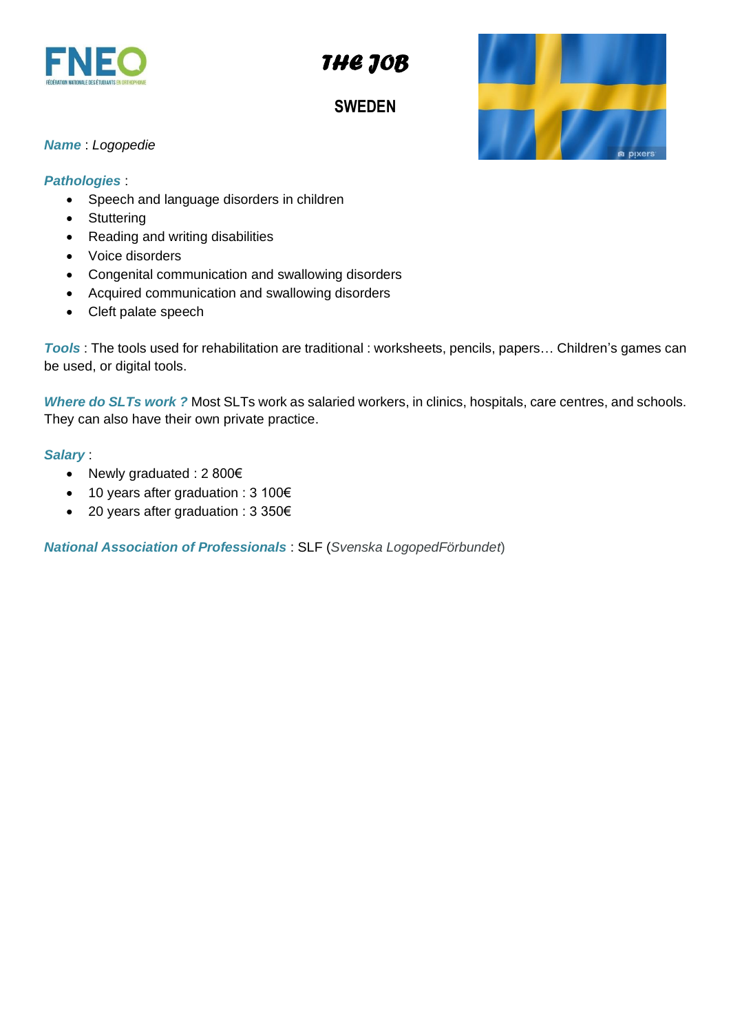# *THE JOB*

## SWEDEN

***Name*** : *Logopedie*

***Pathologies*** :

- Speech and language disorders in children
- Stuttering
- Reading and writing disabilities
- Voice disorders
- Congenital communication and swallowing disorders
- Acquired communication and swallowing disorders
- Cleft palate speech

***Tools*** : The tools used for rehabilitation are traditional : worksheets, pencils, papers… Children's games can be used, or digital tools.

***Where do SLTs work ?*** Most SLTs work as salaried workers, in clinics, hospitals, care centres, and schools. They can also have their own private practice.

***Salary*** :

- Newly graduated : 2 800€
- 10 years after graduation : 3 100€
- 20 years after graduation : 3 350€

***National Association of Professionals*** : SLF (*Svenska LogopedFörbundet*)